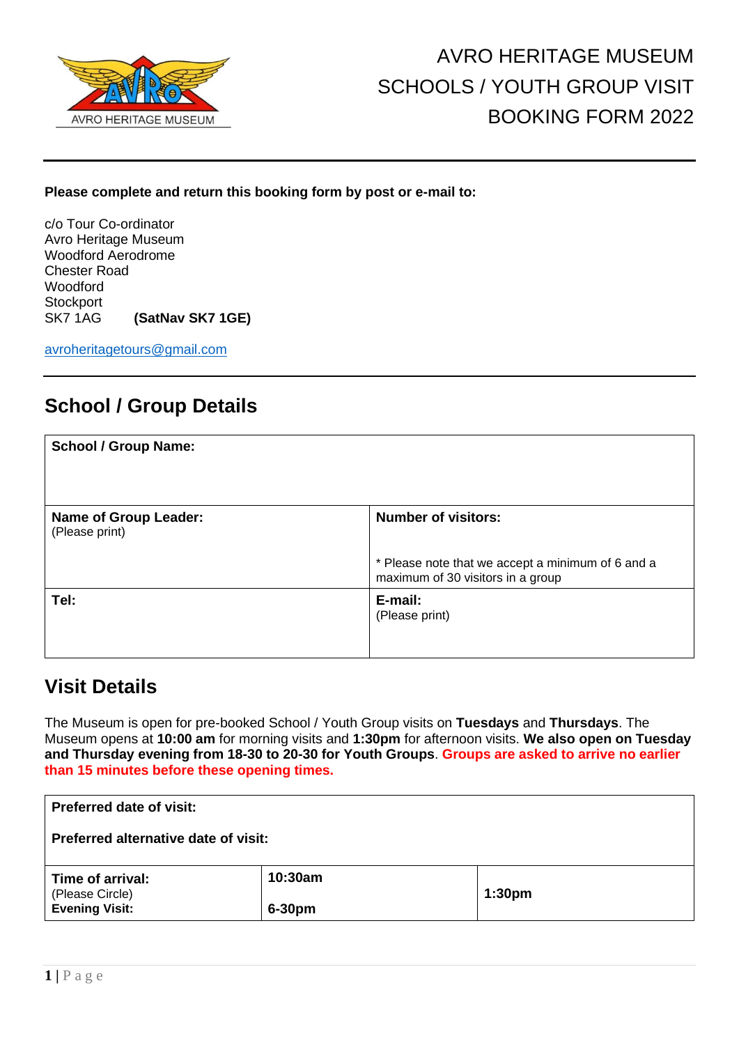AVRO HERITAGE MUSEUM

# AVRO HERITAGE MUSEUM
# SCHOOLS / YOUTH GROUP VISIT
# BOOKING FORM 2022

---

**Please complete and return this booking form by post or e-mail to:**

c/o Tour Co-ordinator
Avro Heritage Museum
Woodford Aerodrome
Chester Road
Woodford
Stockport
SK7 1AG **(SatNav SK7 1GE)**

avroheritagetours@gmail.com

---

## School / Group Details

| **School / Group Name:** | |
|---|---|
| **Name of Group Leader:** (Please print) | **Number of visitors:** <br><br> * Please note that we accept a minimum of 6 and a maximum of 30 visitors in a group |
| **Tel:** | **E-mail:** (Please print) |

## Visit Details

The Museum is open for pre-booked School / Youth Group visits on **Tuesdays** and **Thursdays**. The Museum opens at **10:00 am** for morning visits and **1:30pm** for afternoon visits. **We also open on Tuesday and Thursday evening from 18-30 to 20-30 for Youth Groups**. **Groups are asked to arrive no earlier than 15 minutes before these opening times.**

| **Preferred date of visit:** <br><br> **Preferred alternative date of visit:** | | |
|---|---|---|
| **Time of arrival:** (Please Circle) <br> **Evening Visit:** | **10:30am** <br><br> **6-30pm** | **1:30pm** |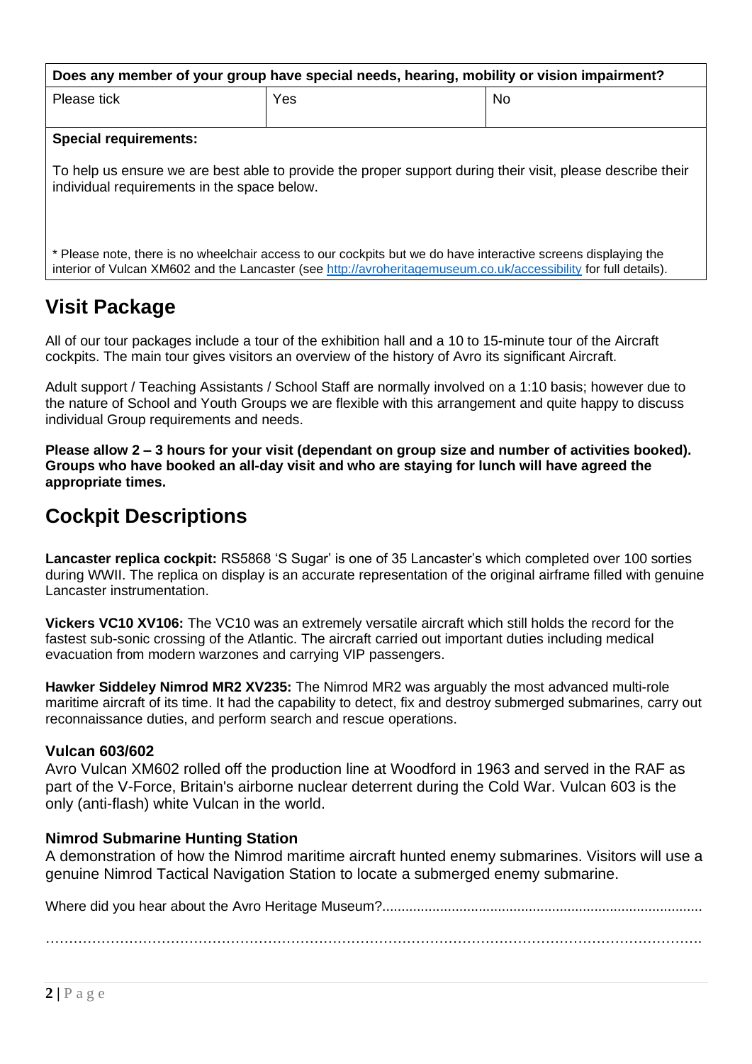| Does any member of your group have special needs, hearing, mobility or vision impairment? | | |
|---|---|---|
| Please tick | Yes | No |

**Special requirements:**

To help us ensure we are best able to provide the proper support during their visit, please describe their individual requirements in the space below.

\* Please note, there is no wheelchair access to our cockpits but we do have interactive screens displaying the interior of Vulcan XM602 and the Lancaster (see [http://avroheritagemuseum.co.uk/accessibility](http://avroheritagemuseum.co.uk/accessibility) for full details).

## Visit Package

All of our tour packages include a tour of the exhibition hall and a 10 to 15-minute tour of the Aircraft cockpits. The main tour gives visitors an overview of the history of Avro its significant Aircraft.

Adult support / Teaching Assistants / School Staff are normally involved on a 1:10 basis; however due to the nature of School and Youth Groups we are flexible with this arrangement and quite happy to discuss individual Group requirements and needs.

**Please allow 2 – 3 hours for your visit (dependant on group size and number of activities booked). Groups who have booked an all-day visit and who are staying for lunch will have agreed the appropriate times.**

## Cockpit Descriptions

**Lancaster replica cockpit:** RS5868 'S Sugar' is one of 35 Lancaster's which completed over 100 sorties during WWII. The replica on display is an accurate representation of the original airframe filled with genuine Lancaster instrumentation.

**Vickers VC10 XV106:** The VC10 was an extremely versatile aircraft which still holds the record for the fastest sub-sonic crossing of the Atlantic. The aircraft carried out important duties including medical evacuation from modern warzones and carrying VIP passengers.

**Hawker Siddeley Nimrod MR2 XV235:** The Nimrod MR2 was arguably the most advanced multi-role maritime aircraft of its time. It had the capability to detect, fix and destroy submerged submarines, carry out reconnaissance duties, and perform search and rescue operations.

### Vulcan 603/602

Avro Vulcan XM602 rolled off the production line at Woodford in 1963 and served in the RAF as part of the V-Force, Britain's airborne nuclear deterrent during the Cold War. Vulcan 603 is the only (anti-flash) white Vulcan in the world.

### Nimrod Submarine Hunting Station

A demonstration of how the Nimrod maritime aircraft hunted enemy submarines. Visitors will use a genuine Nimrod Tactical Navigation Station to locate a submerged enemy submarine.

Where did you hear about the Avro Heritage Museum?..................................................................................

……………………………………………………………………………………………………………………….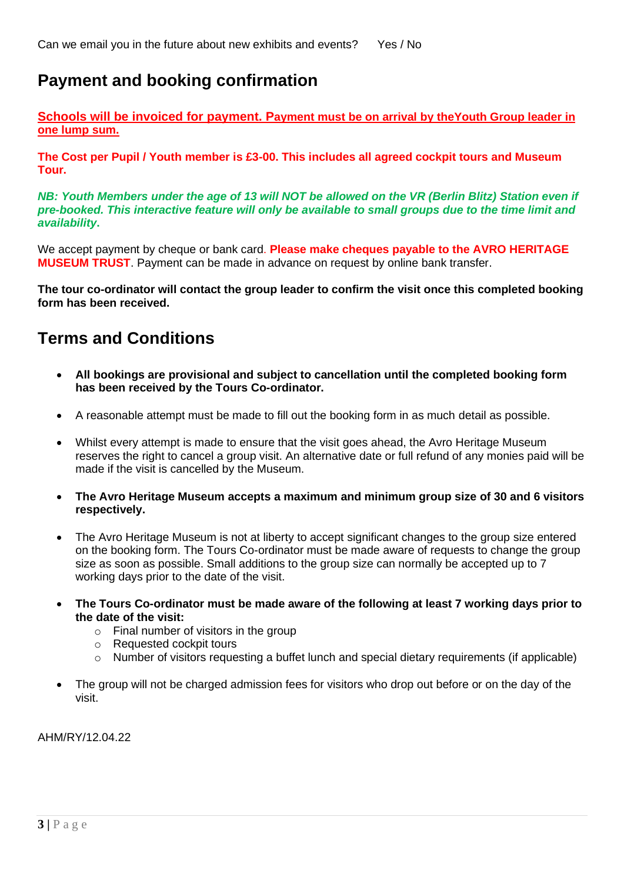Can we email you in the future about new exhibits and events?      Yes / No

## Payment and booking confirmation

**Schools will be invoiced for payment. Payment must be on arrival by theYouth Group leader in one lump sum.**

**The Cost per Pupil / Youth member is £3-00. This includes all agreed cockpit tours and Museum Tour.**

***NB: Youth Members under the age of 13 will NOT be allowed on the VR (Berlin Blitz) Station even if pre-booked. This interactive feature will only be available to small groups due to the time limit and availability.***

We accept payment by cheque or bank card. **Please make cheques payable to the AVRO HERITAGE MUSEUM TRUST**. Payment can be made in advance on request by online bank transfer.

**The tour co-ordinator will contact the group leader to confirm the visit once this completed booking form has been received.**

## Terms and Conditions

- **All bookings are provisional and subject to cancellation until the completed booking form has been received by the Tours Co-ordinator.**
- A reasonable attempt must be made to fill out the booking form in as much detail as possible.
- Whilst every attempt is made to ensure that the visit goes ahead, the Avro Heritage Museum reserves the right to cancel a group visit. An alternative date or full refund of any monies paid will be made if the visit is cancelled by the Museum.
- **The Avro Heritage Museum accepts a maximum and minimum group size of 30 and 6 visitors respectively.**
- The Avro Heritage Museum is not at liberty to accept significant changes to the group size entered on the booking form. The Tours Co-ordinator must be made aware of requests to change the group size as soon as possible. Small additions to the group size can normally be accepted up to 7 working days prior to the date of the visit.
- **The Tours Co-ordinator must be made aware of the following at least 7 working days prior to the date of the visit:**
    - Final number of visitors in the group
    - Requested cockpit tours
    - Number of visitors requesting a buffet lunch and special dietary requirements (if applicable)
- The group will not be charged admission fees for visitors who drop out before or on the day of the visit.

AHM/RY/12.04.22